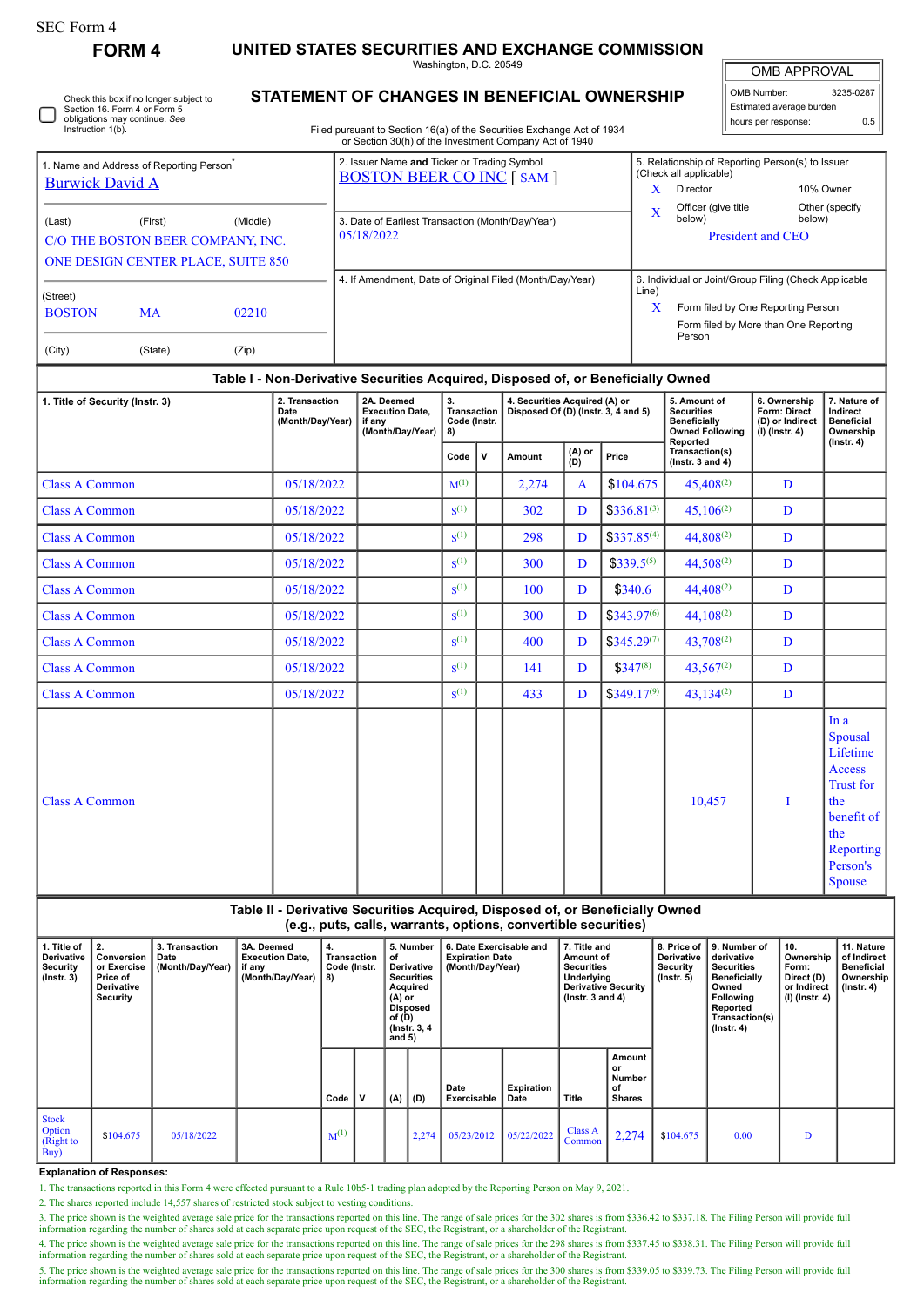SEC Form 4

**FORM 4**

# UNITED STATES SECURITIES AND EXCHANGE COMMISSION

Washington, D.C. 20549

## STATEMENT OF CHANGES IN BENEFICIAL OWNERSHIP

Filed pursuant to Section 16(a) of the Securities Exchange Act of 1934 or Section 30(h) of the Investment Company Act of 1940

| OMB APPROVAL | |
|---|---|
| OMB Number: | 3235-0287 |
| Estimated average burden | |
| hours per response: | 0.5 |

☐ Check this box if no longer subject to Section 16. Form 4 or Form 5 obligations may continue. *See* Instruction 1(b).

| 1. Name and Address of Reporting Person* | 2. Issuer Name **and** Ticker or Trading Symbol | 5. Relationship of Reporting Person(s) to Issuer (Check all applicable) |
|---|---|---|
| Burwick David A | BOSTON BEER CO INC [ SAM ] | X Director; 10% Owner; X Officer (give title below); Other (specify below) |
| (Last) (First) (Middle) C/O THE BOSTON BEER COMPANY, INC. ONE DESIGN CENTER PLACE, SUITE 850 | 3. Date of Earliest Transaction (Month/Day/Year) 05/18/2022 | President and CEO |
| (Street) BOSTON MA 02210 (City) (State) (Zip) | 4. If Amendment, Date of Original Filed (Month/Day/Year) | 6. Individual or Joint/Group Filing (Check Applicable Line) X Form filed by One Reporting Person; Form filed by More than One Reporting Person |

### Table I - Non-Derivative Securities Acquired, Disposed of, or Beneficially Owned

| 1. Title of Security (Instr. 3) | 2. Transaction Date (Month/Day/Year) | 2A. Deemed Execution Date, if any (Month/Day/Year) | 3. Transaction Code (Instr. 8) | | 4. Securities Acquired (A) or Disposed Of (D) (Instr. 3, 4 and 5) | | | 5. Amount of Securities Beneficially Owned Following Reported Transaction(s) (Instr. 3 and 4) | 6. Ownership Form: Direct (D) or Indirect (I) (Instr. 4) | 7. Nature of Indirect Beneficial Ownership (Instr. 4) |
|---|---|---|---|---|---|---|---|---|---|---|
| | | | Code | V | Amount | (A) or (D) | Price | | | |
| Class A Common | 05/18/2022 | | M[1] | | 2,274 | A | $104.675 | 45,408[2] | D | |
| Class A Common | 05/18/2022 | | S[1] | | 302 | D | $336.81[3] | 45,106[2] | D | |
| Class A Common | 05/18/2022 | | S[1] | | 298 | D | $337.85[4] | 44,808[2] | D | |
| Class A Common | 05/18/2022 | | S[1] | | 300 | D | $339.5[5] | 44,508[2] | D | |
| Class A Common | 05/18/2022 | | S[1] | | 100 | D | $340.6 | 44,408[2] | D | |
| Class A Common | 05/18/2022 | | S[1] | | 300 | D | $343.97[6] | 44,108[2] | D | |
| Class A Common | 05/18/2022 | | S[1] | | 400 | D | $345.29[7] | 43,708[2] | D | |
| Class A Common | 05/18/2022 | | S[1] | | 141 | D | $347[8] | 43,567[2] | D | |
| Class A Common | 05/18/2022 | | S[1] | | 433 | D | $349.17[9] | 43,134[2] | D | |
| Class A Common | | | | | | | | 10,457 | I | In a Spousal Lifetime Access Trust for the benefit of the Reporting Person's Spouse |

### Table II - Derivative Securities Acquired, Disposed of, or Beneficially Owned (e.g., puts, calls, warrants, options, convertible securities)

| 1. Title of Derivative Security (Instr. 3) | 2. Conversion or Exercise Price of Derivative Security | 3. Transaction Date (Month/Day/Year) | 3A. Deemed Execution Date, if any (Month/Day/Year) | 4. Transaction Code (Instr. 8) | | 5. Number of Derivative Securities Acquired (A) or Disposed of (D) (Instr. 3, 4 and 5) | | 6. Date Exercisable and Expiration Date (Month/Day/Year) | | 7. Title and Amount of Securities Underlying Derivative Security (Instr. 3 and 4) | | 8. Price of Derivative Security (Instr. 5) | 9. Number of derivative Securities Beneficially Owned Following Reported Transaction(s) (Instr. 4) | 10. Ownership Form: Direct (D) or Indirect (I) (Instr. 4) | 11. Nature of Indirect Beneficial Ownership (Instr. 4) |
|---|---|---|---|---|---|---|---|---|---|---|---|---|---|---|---|
| | | | | Code | V | (A) | (D) | Date Exercisable | Expiration Date | Title | Amount or Number of Shares | | | | |
| Stock Option (Right to Buy) | $104.675 | 05/18/2022 | | M[1] | | | 2,274 | 05/23/2012 | 05/22/2022 | Class A Common | 2,274 | $104.675 | 0.00 | D | |

**Explanation of Responses:**

1. The transactions reported in this Form 4 were effected pursuant to a Rule 10b5-1 trading plan adopted by the Reporting Person on May 9, 2021.
2. The shares reported include 14,557 shares of restricted stock subject to vesting conditions.
3. The price shown is the weighted average sale price for the transactions reported on this line. The range of sale prices for the 302 shares is from $336.42 to $337.18. The Filing Person will provide full information regarding the number of shares sold at each separate price upon request of the SEC, the Registrant, or a shareholder of the Registrant.
4. The price shown is the weighted average sale price for the transactions reported on this line. The range of sale prices for the 298 shares is from $337.45 to $338.31. The Filing Person will provide full information regarding the number of shares sold at each separate price upon request of the SEC, the Registrant, or a shareholder of the Registrant.
5. The price shown is the weighted average sale price for the transactions reported on this line. The range of sale prices for the 300 shares is from $339.05 to $339.73. The Filing Person will provide full information regarding the number of shares sold at each separate price upon request of the SEC, the Registrant, or a shareholder of the Registrant.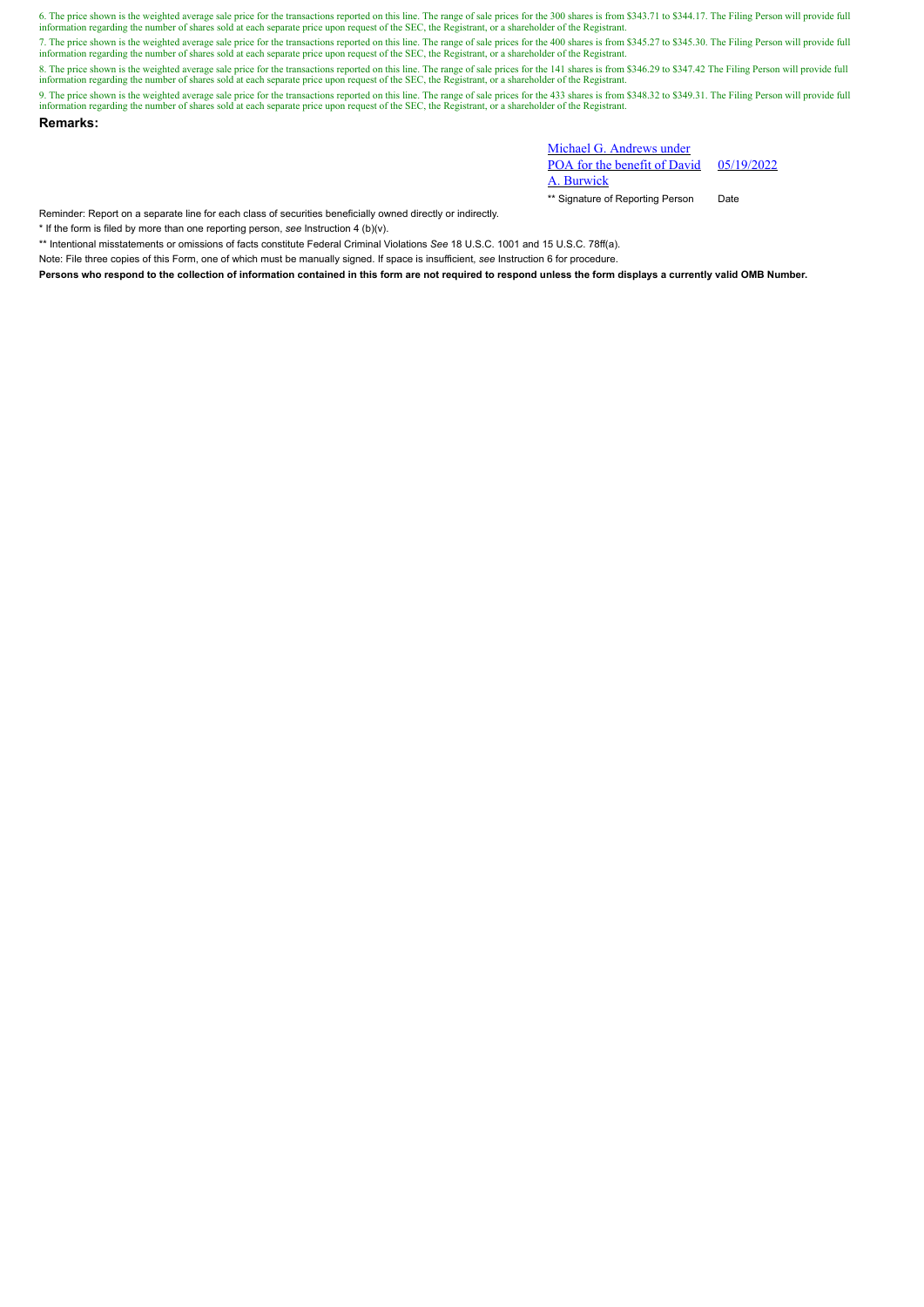6. The price shown is the weighted average sale price for the transactions reported on this line. The range of sale prices for the 300 shares is from $343.71 to $344.17. The Filing Person will provide full information regarding the number of shares sold at each separate price upon request of the SEC, the Registrant, or a shareholder of the Registrant.

7. The price shown is the weighted average sale price for the transactions reported on this line. The range of sale prices for the 400 shares is from $345.27 to $345.30. The Filing Person will provide full information regarding the number of shares sold at each separate price upon request of the SEC, the Registrant, or a shareholder of the Registrant.

8. The price shown is the weighted average sale price for the transactions reported on this line. The range of sale prices for the 141 shares is from $346.29 to $347.42 The Filing Person will provide full information regarding the number of shares sold at each separate price upon request of the SEC, the Registrant, or a shareholder of the Registrant.

9. The price shown is the weighted average sale price for the transactions reported on this line. The range of sale prices for the 433 shares is from $348.32 to $349.31. The Filing Person will provide full information regarding the number of shares sold at each separate price upon request of the SEC, the Registrant, or a shareholder of the Registrant.

**Remarks:**

| | |
|---|---|
| Michael G. Andrews under POA for the benefit of David A. Burwick | 05/19/2022 |
| ** Signature of Reporting Person | Date |

Reminder: Report on a separate line for each class of securities beneficially owned directly or indirectly.

* If the form is filed by more than one reporting person, *see* Instruction 4 (b)(v).

** Intentional misstatements or omissions of facts constitute Federal Criminal Violations *See* 18 U.S.C. 1001 and 15 U.S.C. 78ff(a).

Note: File three copies of this Form, one of which must be manually signed. If space is insufficient, *see* Instruction 6 for procedure.

**Persons who respond to the collection of information contained in this form are not required to respond unless the form displays a currently valid OMB Number.**